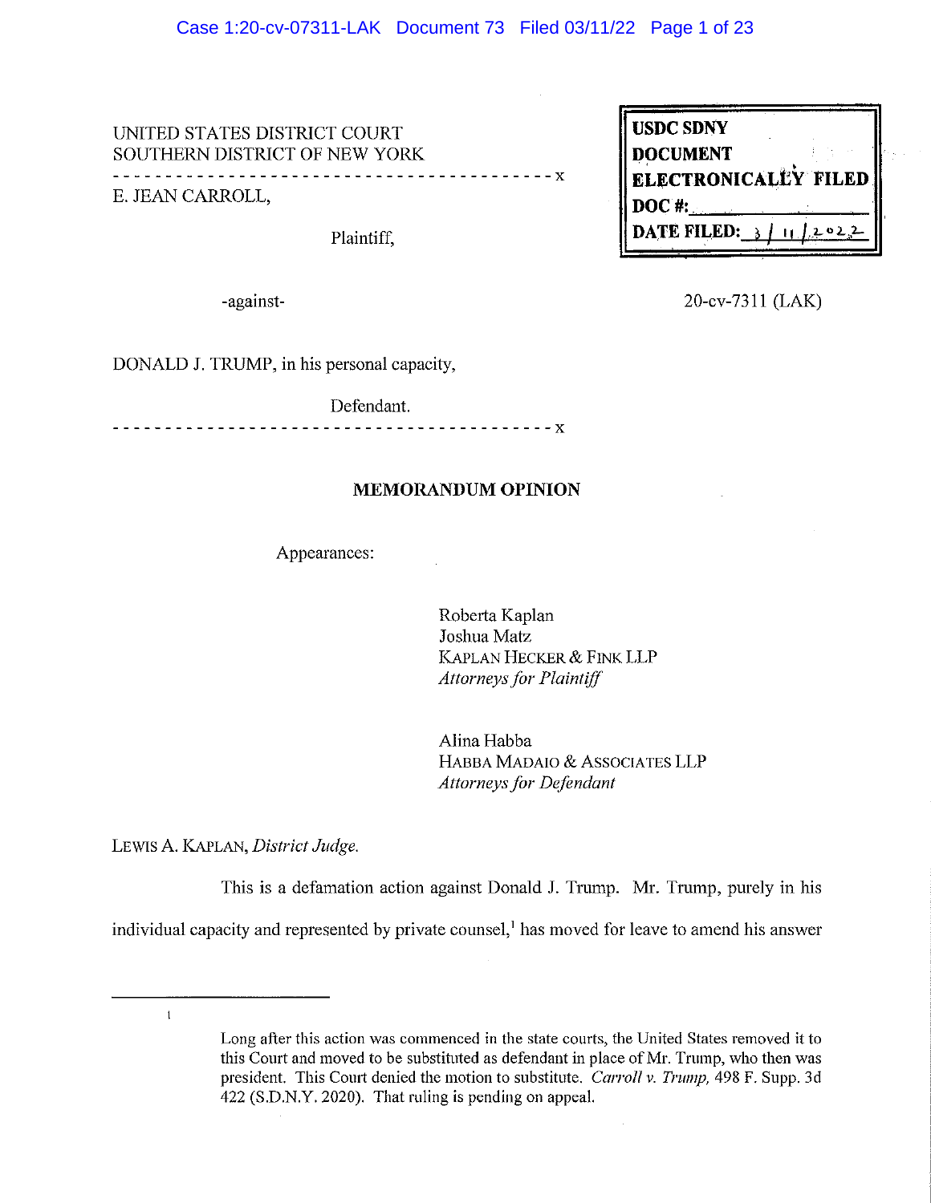UNITED STATES DISTRICT COURT
SOUTHERN DISTRICT OF NEW YORK

- - - - - - - - - - - - - - - - - - - - - - - - - - - - - - - - - - - - - - - - - - - x

E. JEAN CARROLL,

Plaintiff,

-against-

DONALD J. TRUMP, in his personal capacity,

Defendant.

- - - - - - - - - - - - - - - - - - - - - - - - - - - - - - - - - - - - - - - - - - - x

USDC SDNY
DOCUMENT
ELECTRONICALLY FILED
DOC #:
DATE FILED: 3/11/2022

20-cv-7311 (LAK)

## MEMORANDUM OPINION

Appearances:

Roberta Kaplan
Joshua Matz
KAPLAN HECKER & FINK LLP
*Attorneys for Plaintiff*

Alina Habba
HABBA MADAIO & ASSOCIATES LLP
*Attorneys for Defendant*

LEWIS A. KAPLAN, *District Judge.*

This is a defamation action against Donald J. Trump. Mr. Trump, purely in his individual capacity and represented by private counsel,[1] has moved for leave to amend his answer

---

[1] Long after this action was commenced in the state courts, the United States removed it to this Court and moved to be substituted as defendant in place of Mr. Trump, who then was president. This Court denied the motion to substitute. *Carroll v. Trump,* 498 F. Supp. 3d 422 (S.D.N.Y. 2020). That ruling is pending on appeal.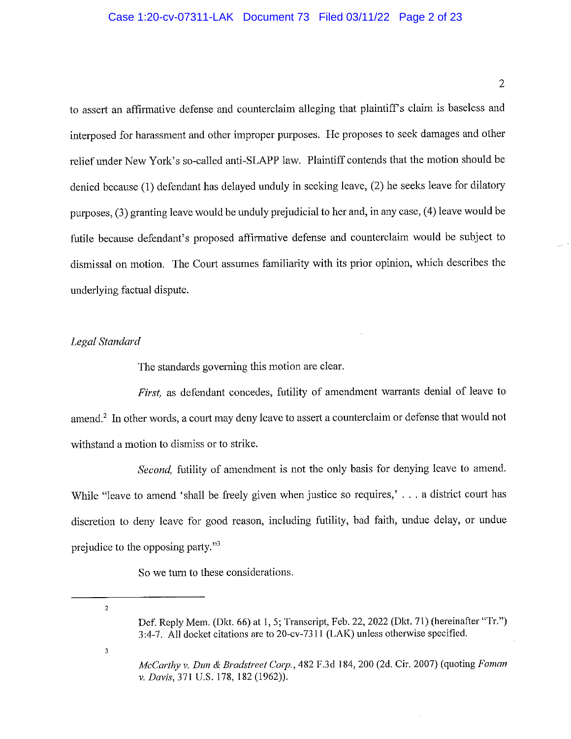to assert an affirmative defense and counterclaim alleging that plaintiff's claim is baseless and interposed for harassment and other improper purposes. He proposes to seek damages and other relief under New York's so-called anti-SLAPP law. Plaintiff contends that the motion should be denied because (1) defendant has delayed unduly in seeking leave, (2) he seeks leave for dilatory purposes, (3) granting leave would be unduly prejudicial to her and, in any case, (4) leave would be futile because defendant's proposed affirmative defense and counterclaim would be subject to dismissal on motion. The Court assumes familiarity with its prior opinion, which describes the underlying factual dispute.

*Legal Standard*

The standards governing this motion are clear.

*First,* as defendant concedes, futility of amendment warrants denial of leave to amend.[2] In other words, a court may deny leave to assert a counterclaim or defense that would not withstand a motion to dismiss or to strike.

*Second,* futility of amendment is not the only basis for denying leave to amend. While "leave to amend 'shall be freely given when justice so requires,' . . . a district court has discretion to deny leave for good reason, including futility, bad faith, undue delay, or undue prejudice to the opposing party."[3]

So we turn to these considerations.

---

[2] Def. Reply Mem. (Dkt. 66) at 1, 5; Transcript, Feb. 22, 2022 (Dkt. 71) (hereinafter "Tr.") 3:4-7. All docket citations are to 20-cv-7311 (LAK) unless otherwise specified.

[3] *McCarthy v. Dun & Bradstreet Corp.*, 482 F.3d 184, 200 (2d. Cir. 2007) (quoting *Foman v. Davis*, 371 U.S. 178, 182 (1962)).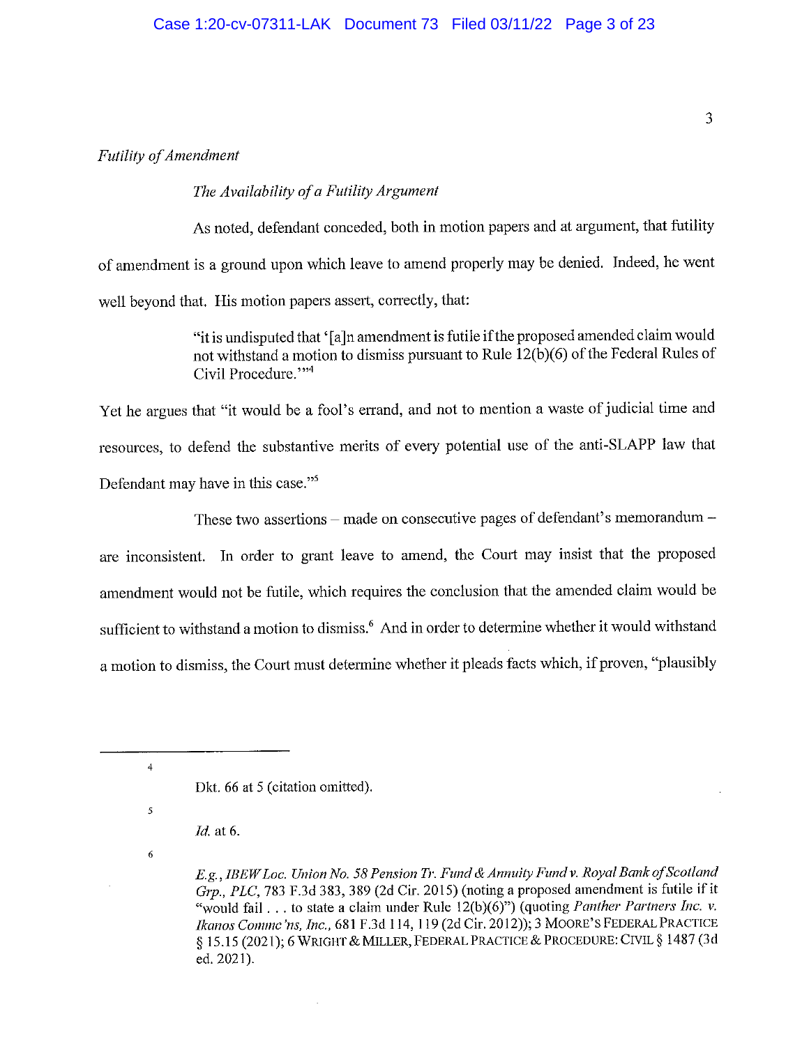*Futility of Amendment*

*The Availability of a Futility Argument*

As noted, defendant conceded, both in motion papers and at argument, that futility of amendment is a ground upon which leave to amend properly may be denied. Indeed, he went well beyond that. His motion papers assert, correctly, that:

> "it is undisputed that '[a]n amendment is futile if the proposed amended claim would not withstand a motion to dismiss pursuant to Rule 12(b)(6) of the Federal Rules of Civil Procedure.'"[4]

Yet he argues that "it would be a fool's errand, and not to mention a waste of judicial time and resources, to defend the substantive merits of every potential use of the anti-SLAPP law that Defendant may have in this case."[5]

These two assertions – made on consecutive pages of defendant's memorandum – are inconsistent. In order to grant leave to amend, the Court may insist that the proposed amendment would not be futile, which requires the conclusion that the amended claim would be sufficient to withstand a motion to dismiss.[6] And in order to determine whether it would withstand a motion to dismiss, the Court must determine whether it pleads facts which, if proven, "plausibly

---

[4] Dkt. 66 at 5 (citation omitted).

[5] *Id.* at 6.

[6] *E.g.*, *IBEW Loc. Union No. 58 Pension Tr. Fund & Annuity Fund v. Royal Bank of Scotland Grp., PLC*, 783 F.3d 383, 389 (2d Cir. 2015) (noting a proposed amendment is futile if it "would fail . . . to state a claim under Rule 12(b)(6)") (quoting *Panther Partners Inc. v. Ikanos Commc'ns, Inc.*, 681 F.3d 114, 119 (2d Cir. 2012)); 3 MOORE'S FEDERAL PRACTICE § 15.15 (2021); 6 WRIGHT & MILLER, FEDERAL PRACTICE & PROCEDURE: CIVIL § 1487 (3d ed. 2021).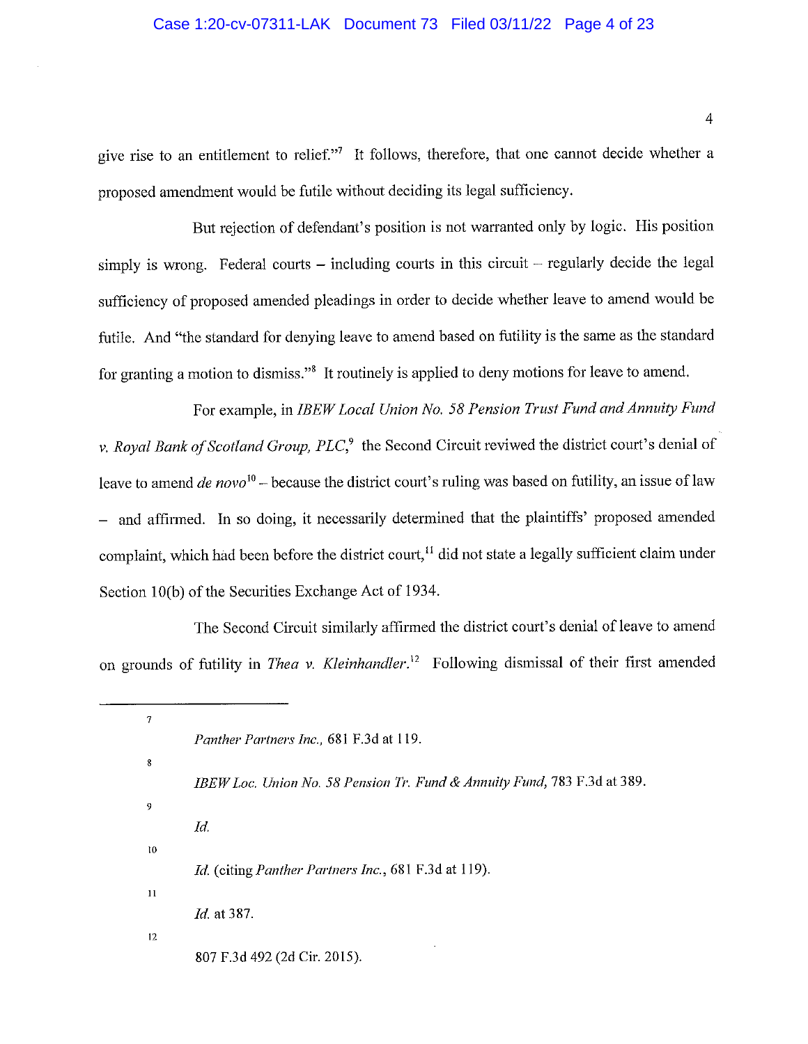give rise to an entitlement to relief."[7] It follows, therefore, that one cannot decide whether a proposed amendment would be futile without deciding its legal sufficiency.

But rejection of defendant's position is not warranted only by logic. His position simply is wrong. Federal courts – including courts in this circuit – regularly decide the legal sufficiency of proposed amended pleadings in order to decide whether leave to amend would be futile. And "the standard for denying leave to amend based on futility is the same as the standard for granting a motion to dismiss."[8] It routinely is applied to deny motions for leave to amend.

For example, in *IBEW Local Union No. 58 Pension Trust Fund and Annuity Fund v. Royal Bank of Scotland Group, PLC*,[9] the Second Circuit reviewed the district court's denial of leave to amend *de novo*[10] – because the district court's ruling was based on futility, an issue of law – and affirmed. In so doing, it necessarily determined that the plaintiffs' proposed amended complaint, which had been before the district court,[11] did not state a legally sufficient claim under Section 10(b) of the Securities Exchange Act of 1934.

The Second Circuit similarly affirmed the district court's denial of leave to amend on grounds of futility in *Thea v. Kleinhandler*.[12] Following dismissal of their first amended

---

[7] *Panther Partners Inc.*, 681 F.3d at 119.

[8] *IBEW Loc. Union No. 58 Pension Tr. Fund & Annuity Fund*, 783 F.3d at 389.

[9] *Id.*

[10] *Id.* (citing *Panther Partners Inc.*, 681 F.3d at 119).

[11] *Id.* at 387.

[12] 807 F.3d 492 (2d Cir. 2015).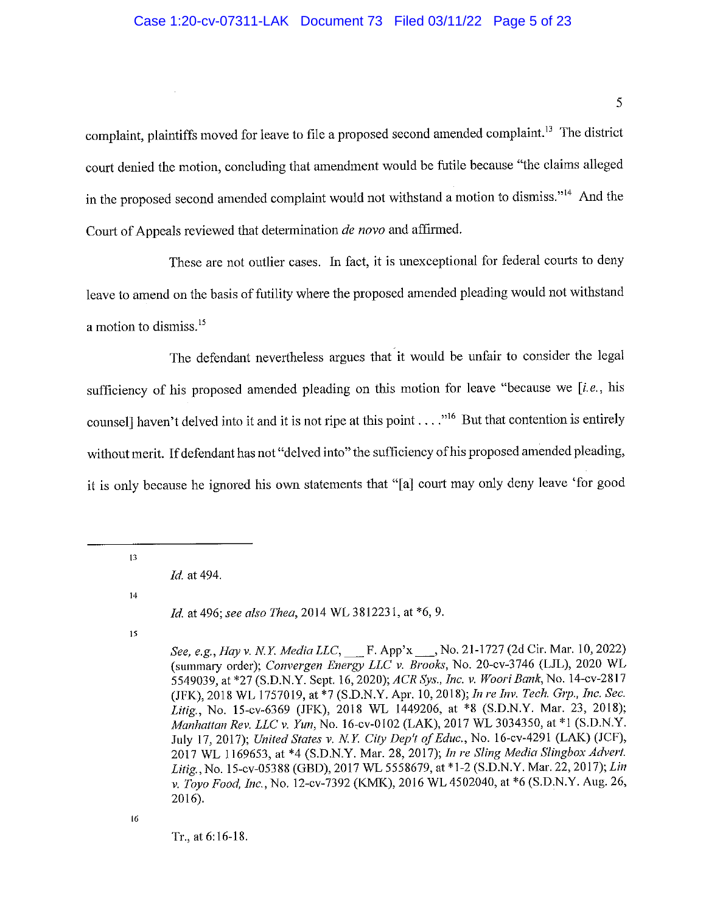complaint, plaintiffs moved for leave to file a proposed second amended complaint.[13] The district court denied the motion, concluding that amendment would be futile because "the claims alleged in the proposed second amended complaint would not withstand a motion to dismiss."[14] And the Court of Appeals reviewed that determination *de novo* and affirmed.

These are not outlier cases. In fact, it is unexceptional for federal courts to deny leave to amend on the basis of futility where the proposed amended pleading would not withstand a motion to dismiss.[15]

The defendant nevertheless argues that it would be unfair to consider the legal sufficiency of his proposed amended pleading on this motion for leave "because we [*i.e.*, his counsel] haven't delved into it and it is not ripe at this point . . . ."[16] But that contention is entirely without merit. If defendant has not "delved into" the sufficiency of his proposed amended pleading, it is only because he ignored his own statements that "[a] court may only deny leave 'for good

---

[13] *Id.* at 494.

[14] *Id.* at 496; *see also Thea*, 2014 WL 3812231, at *6, 9.

[15] *See, e.g.*, *Hay v. N.Y. Media LLC*, ___ F. App'x ___, No. 21-1727 (2d Cir. Mar. 10, 2022) (summary order); *Convergen Energy LLC v. Brooks*, No. 20-cv-3746 (LJL), 2020 WL 5549039, at *27 (S.D.N.Y. Sept. 16, 2020); *ACR Sys., Inc. v. Woori Bank*, No. 14-cv-2817 (JFK), 2018 WL 1757019, at *7 (S.D.N.Y. Apr. 10, 2018); *In re Inv. Tech. Grp., Inc. Sec. Litig.*, No. 15-cv-6369 (JFK), 2018 WL 1449206, at *8 (S.D.N.Y. Mar. 23, 2018); *Manhattan Rev. LLC v. Yun*, No. 16-cv-0102 (LAK), 2017 WL 3034350, at *1 (S.D.N.Y. July 17, 2017); *United States v. N.Y. City Dep't of Educ.*, No. 16-cv-4291 (LAK) (JCF), 2017 WL 1169653, at *4 (S.D.N.Y. Mar. 28, 2017); *In re Sling Media Slingbox Advert. Litig.*, No. 15-cv-05388 (GBD), 2017 WL 5558679, at *1-2 (S.D.N.Y. Mar. 22, 2017); *Lin v. Toyo Food, Inc.*, No. 12-cv-7392 (KMK), 2016 WL 4502040, at *6 (S.D.N.Y. Aug. 26, 2016).

[16] Tr., at 6:16-18.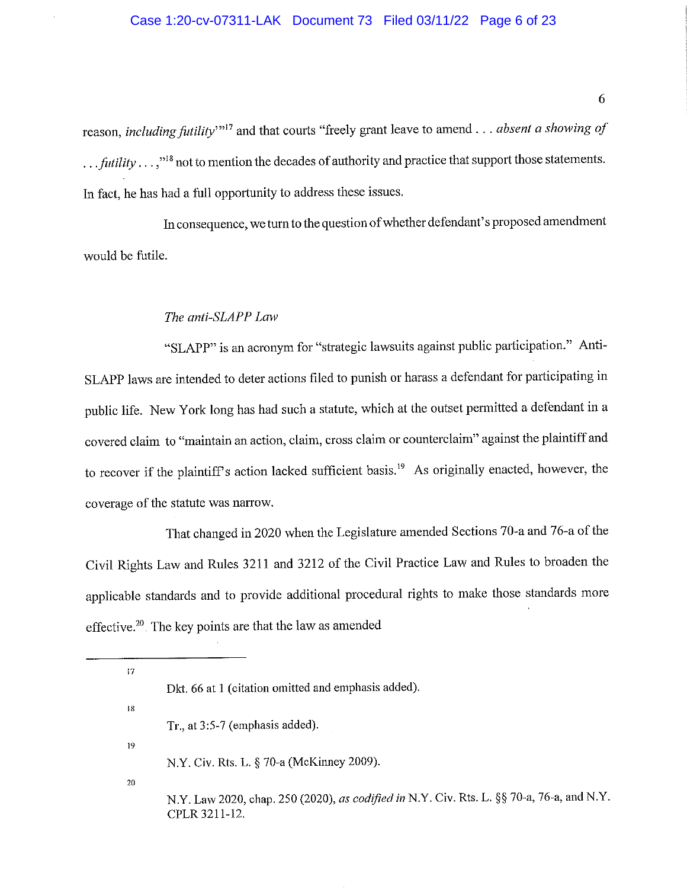reason, *including futility*'"[17] and that courts "freely grant leave to amend . . . *absent a showing of . . . futility* . . . ,"[18] not to mention the decades of authority and practice that support those statements. In fact, he has had a full opportunity to address these issues.

In consequence, we turn to the question of whether defendant's proposed amendment would be futile.

*The anti-SLAPP Law*

"SLAPP" is an acronym for "strategic lawsuits against public participation." Anti-SLAPP laws are intended to deter actions filed to punish or harass a defendant for participating in public life. New York long has had such a statute, which at the outset permitted a defendant in a covered claim to "maintain an action, claim, cross claim or counterclaim" against the plaintiff and to recover if the plaintiff's action lacked sufficient basis.[19] As originally enacted, however, the coverage of the statute was narrow.

That changed in 2020 when the Legislature amended Sections 70-a and 76-a of the Civil Rights Law and Rules 3211 and 3212 of the Civil Practice Law and Rules to broaden the applicable standards and to provide additional procedural rights to make those standards more effective.[20] The key points are that the law as amended

---

[17] Dkt. 66 at 1 (citation omitted and emphasis added).

[18] Tr., at 3:5-7 (emphasis added).

[19] N.Y. Civ. Rts. L. § 70-a (McKinney 2009).

[20] N.Y. Law 2020, chap. 250 (2020), *as codified in* N.Y. Civ. Rts. L. §§ 70-a, 76-a, and N.Y. CPLR 3211-12.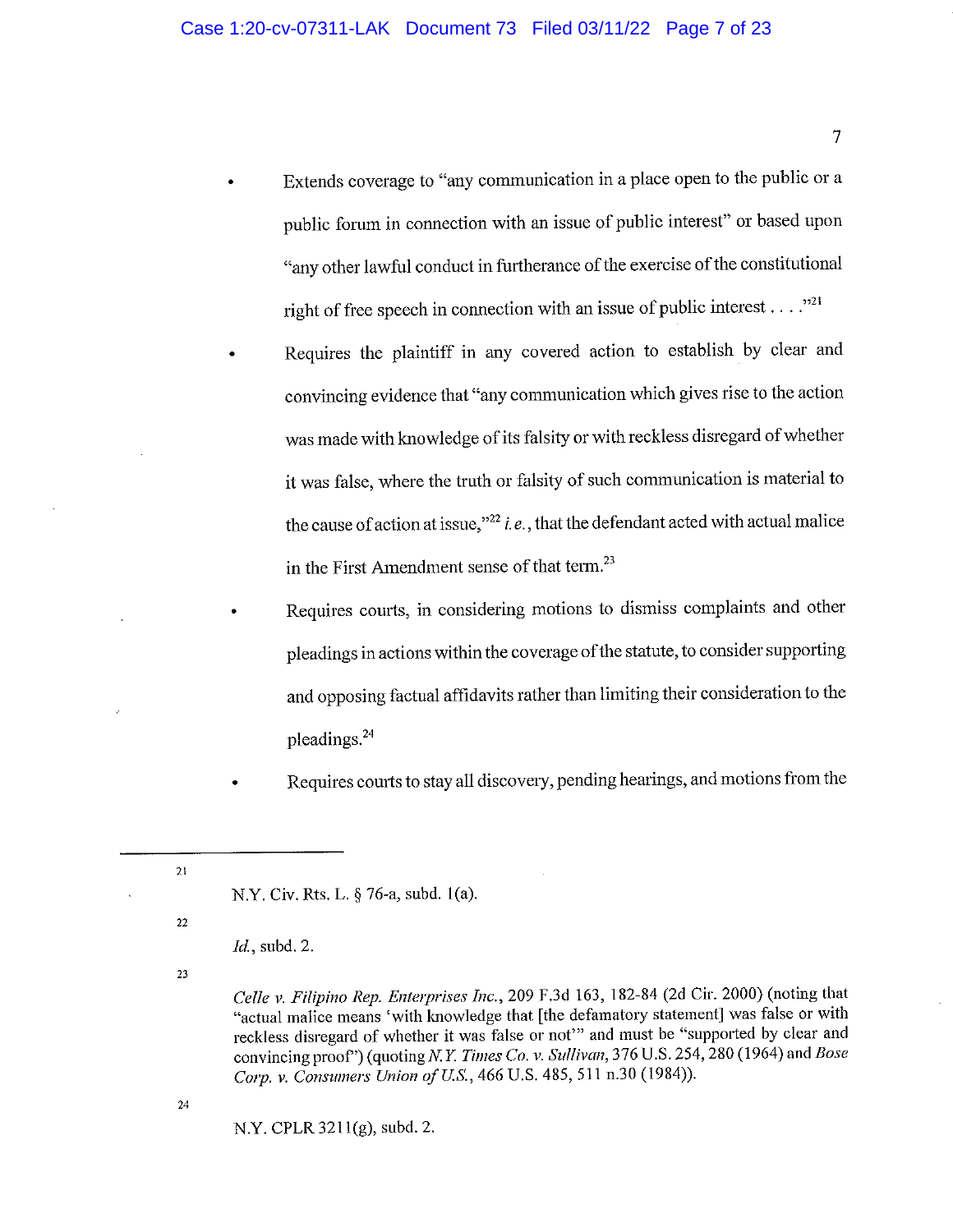- Extends coverage to "any communication in a place open to the public or a public forum in connection with an issue of public interest" or based upon "any other lawful conduct in furtherance of the exercise of the constitutional right of free speech in connection with an issue of public interest . . . ."[21]
- Requires the plaintiff in any covered action to establish by clear and convincing evidence that "any communication which gives rise to the action was made with knowledge of its falsity or with reckless disregard of whether it was false, where the truth or falsity of such communication is material to the cause of action at issue,"[22] *i.e.*, that the defendant acted with actual malice in the First Amendment sense of that term.[23]
- Requires courts, in considering motions to dismiss complaints and other pleadings in actions within the coverage of the statute, to consider supporting and opposing factual affidavits rather than limiting their consideration to the pleadings.[24]
- Requires courts to stay all discovery, pending hearings, and motions from the

---

21 N.Y. Civ. Rts. L. § 76-a, subd. 1(a).

22 *Id.*, subd. 2.

23 *Celle v. Filipino Rep. Enterprises Inc.*, 209 F.3d 163, 182-84 (2d Cir. 2000) (noting that "actual malice means 'with knowledge that [the defamatory statement] was false or with reckless disregard of whether it was false or not'" and must be "supported by clear and convincing proof") (quoting *N.Y. Times Co. v. Sullivan*, 376 U.S. 254, 280 (1964) and *Bose Corp. v. Consumers Union of U.S.*, 466 U.S. 485, 511 n.30 (1984)).

24 N.Y. CPLR 3211(g), subd. 2.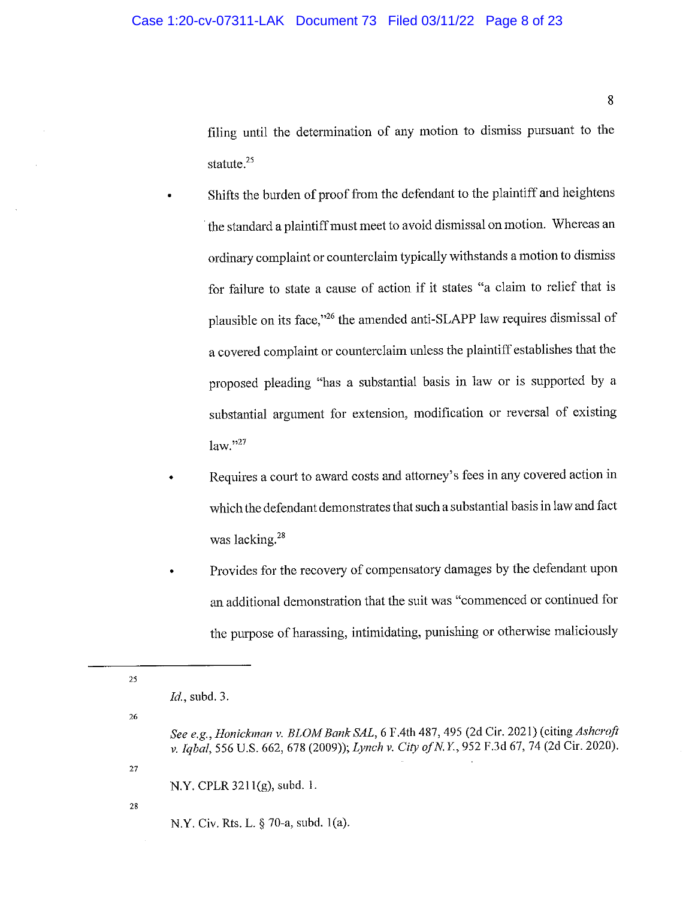filing until the determination of any motion to dismiss pursuant to the statute.[25]

- Shifts the burden of proof from the defendant to the plaintiff and heightens the standard a plaintiff must meet to avoid dismissal on motion. Whereas an ordinary complaint or counterclaim typically withstands a motion to dismiss for failure to state a cause of action if it states "a claim to relief that is plausible on its face,"[26] the amended anti-SLAPP law requires dismissal of a covered complaint or counterclaim unless the plaintiff establishes that the proposed pleading "has a substantial basis in law or is supported by a substantial argument for extension, modification or reversal of existing law."[27]

- Requires a court to award costs and attorney's fees in any covered action in which the defendant demonstrates that such a substantial basis in law and fact was lacking.[28]

- Provides for the recovery of compensatory damages by the defendant upon an additional demonstration that the suit was "commenced or continued for the purpose of harassing, intimidating, punishing or otherwise maliciously

---

[25] *Id.*, subd. 3.

[26] *See e.g.*, *Honickman v. BLOM Bank SAL*, 6 F.4th 487, 495 (2d Cir. 2021) (citing *Ashcroft v. Iqbal*, 556 U.S. 662, 678 (2009)); *Lynch v. City of N.Y.*, 952 F.3d 67, 74 (2d Cir. 2020).

[27] N.Y. CPLR 3211(g), subd. 1.

[28] N.Y. Civ. Rts. L. § 70-a, subd. 1(a).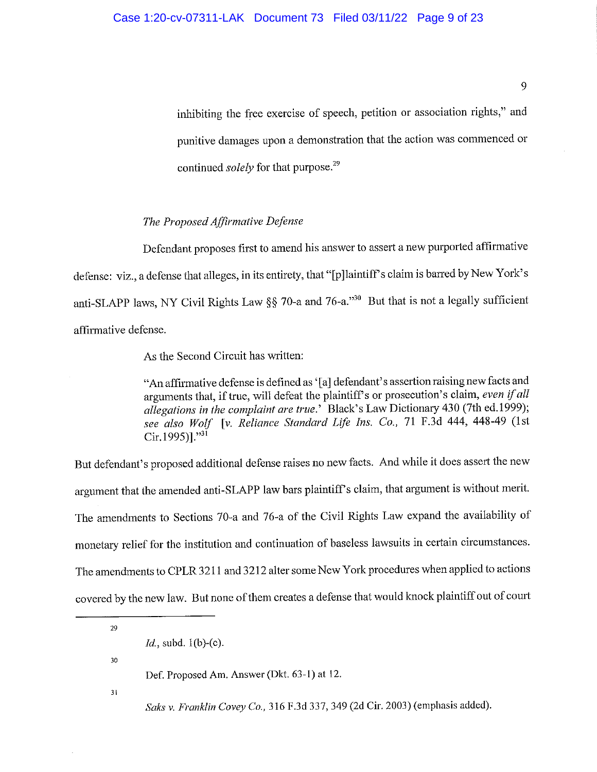inhibiting the free exercise of speech, petition or association rights," and punitive damages upon a demonstration that the action was commenced or continued *solely* for that purpose.[29]

*The Proposed Affirmative Defense*

Defendant proposes first to amend his answer to assert a new purported affirmative defense: viz., a defense that alleges, in its entirety, that "[p]laintiff's claim is barred by New York's anti-SLAPP laws, NY Civil Rights Law §§ 70-a and 76-a."[30] But that is not a legally sufficient affirmative defense.

As the Second Circuit has written:

> "An affirmative defense is defined as '[a] defendant's assertion raising new facts and arguments that, if true, will defeat the plaintiff's or prosecution's claim, *even if all allegations in the complaint are true*.' Black's Law Dictionary 430 (7th ed.1999); *see also Wolf* [*v. Reliance Standard Life Ins. Co.*, 71 F.3d 444, 448-49 (1st Cir.1995)]."[31]

But defendant's proposed additional defense raises no new facts. And while it does assert the new argument that the amended anti-SLAPP law bars plaintiff's claim, that argument is without merit. The amendments to Sections 70-a and 76-a of the Civil Rights Law expand the availability of monetary relief for the institution and continuation of baseless lawsuits in certain circumstances. The amendments to CPLR 3211 and 3212 alter some New York procedures when applied to actions covered by the new law. But none of them creates a defense that would knock plaintiff out of court

---

[29] *Id.*, subd. 1(b)-(c).

[30] Def. Proposed Am. Answer (Dkt. 63-1) at 12.

[31] *Saks v. Franklin Covey Co.*, 316 F.3d 337, 349 (2d Cir. 2003) (emphasis added).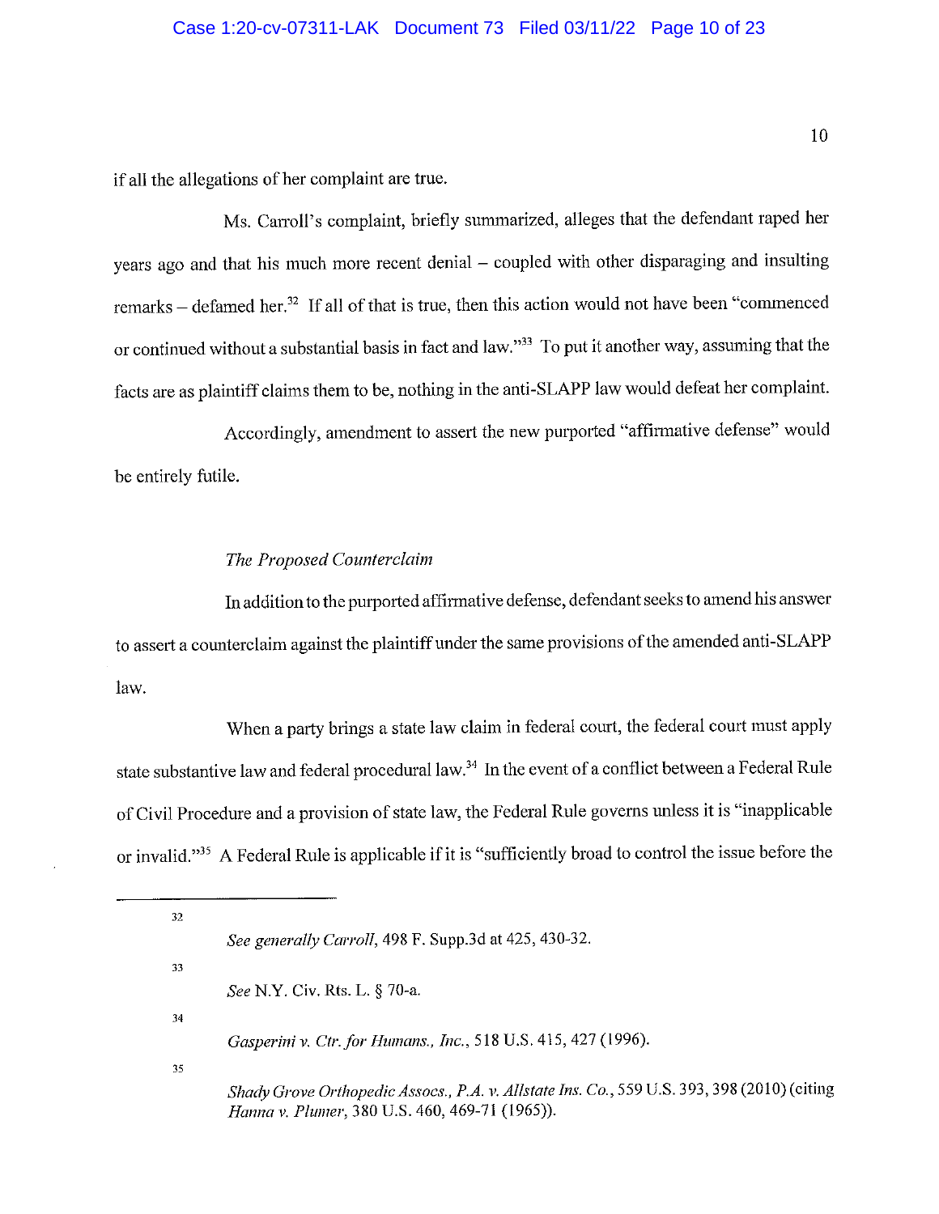if all the allegations of her complaint are true.

Ms. Carroll's complaint, briefly summarized, alleges that the defendant raped her years ago and that his much more recent denial – coupled with other disparaging and insulting remarks – defamed her.[32] If all of that is true, then this action would not have been "commenced or continued without a substantial basis in fact and law."[33] To put it another way, assuming that the facts are as plaintiff claims them to be, nothing in the anti-SLAPP law would defeat her complaint.

Accordingly, amendment to assert the new purported "affirmative defense" would be entirely futile.

*The Proposed Counterclaim*

In addition to the purported affirmative defense, defendant seeks to amend his answer to assert a counterclaim against the plaintiff under the same provisions of the amended anti-SLAPP law.

When a party brings a state law claim in federal court, the federal court must apply state substantive law and federal procedural law.[34] In the event of a conflict between a Federal Rule of Civil Procedure and a provision of state law, the Federal Rule governs unless it is "inapplicable or invalid."[35] A Federal Rule is applicable if it is "sufficiently broad to control the issue before the

---

[32] *See generally Carroll*, 498 F. Supp.3d at 425, 430-32.

[33] *See* N.Y. Civ. Rts. L. § 70-a.

[34] *Gasperini v. Ctr. for Humans., Inc.*, 518 U.S. 415, 427 (1996).

[35] *Shady Grove Orthopedic Assocs., P.A. v. Allstate Ins. Co.*, 559 U.S. 393, 398 (2010) (citing *Hanna v. Plumer*, 380 U.S. 460, 469-71 (1965)).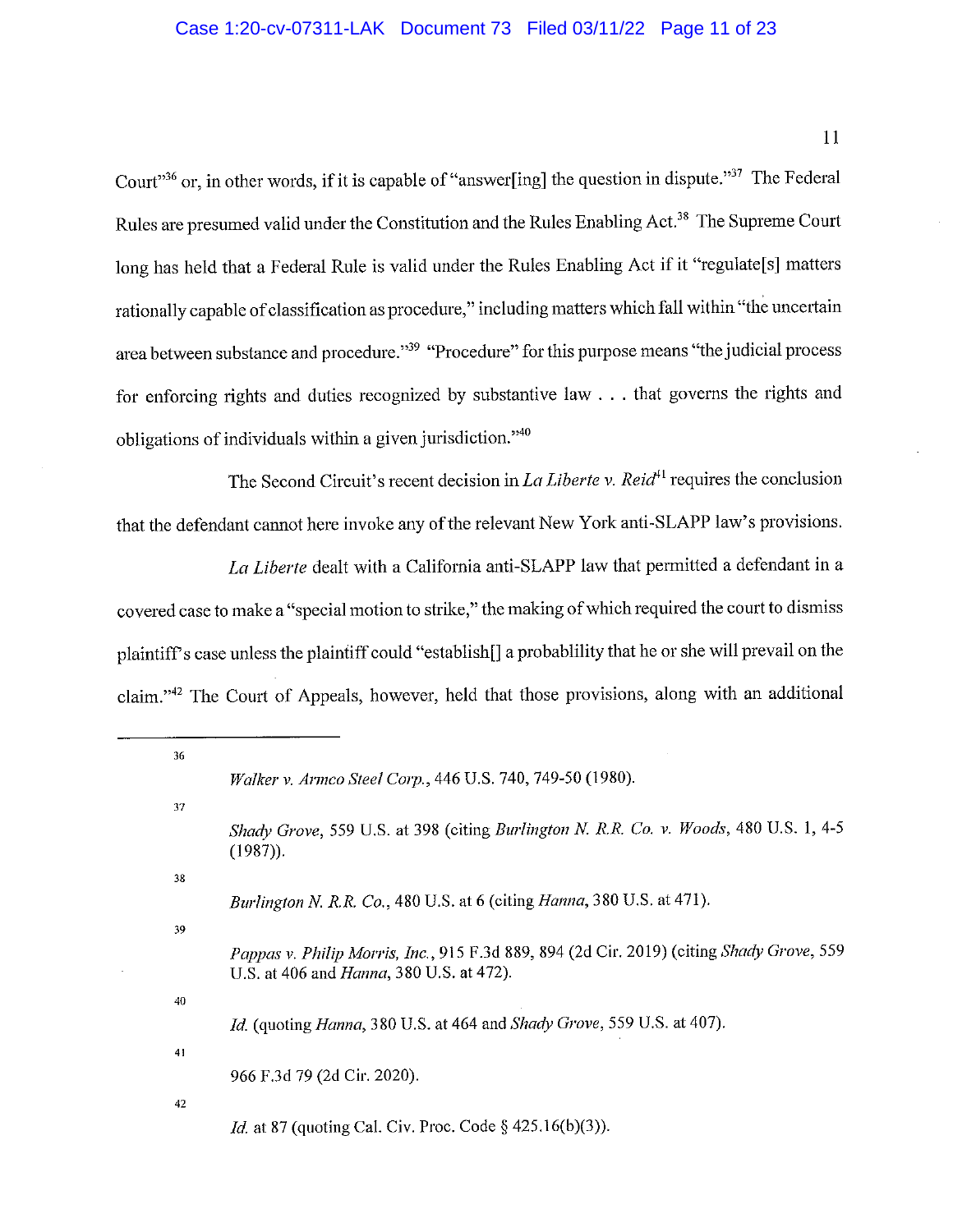Court"[36] or, in other words, if it is capable of "answer[ing] the question in dispute."[37] The Federal Rules are presumed valid under the Constitution and the Rules Enabling Act.[38] The Supreme Court long has held that a Federal Rule is valid under the Rules Enabling Act if it "regulate[s] matters rationally capable of classification as procedure," including matters which fall within "the uncertain area between substance and procedure."[39] "Procedure" for this purpose means "the judicial process for enforcing rights and duties recognized by substantive law . . . that governs the rights and obligations of individuals within a given jurisdiction."[40]

The Second Circuit's recent decision in *La Liberte v. Reid*[41] requires the conclusion that the defendant cannot here invoke any of the relevant New York anti-SLAPP law's provisions.

*La Liberte* dealt with a California anti-SLAPP law that permitted a defendant in a covered case to make a "special motion to strike," the making of which required the court to dismiss plaintiff's case unless the plaintiff could "establish[] a probablility that he or she will prevail on the claim."[42] The Court of Appeals, however, held that those provisions, along with an additional

---

[36] *Walker v. Armco Steel Corp.*, 446 U.S. 740, 749-50 (1980).

[37] *Shady Grove*, 559 U.S. at 398 (citing *Burlington N. R.R. Co. v. Woods*, 480 U.S. 1, 4-5 (1987)).

[38] *Burlington N. R.R. Co.*, 480 U.S. at 6 (citing *Hanna*, 380 U.S. at 471).

[39] *Pappas v. Philip Morris, Inc.*, 915 F.3d 889, 894 (2d Cir. 2019) (citing *Shady Grove*, 559 U.S. at 406 and *Hanna*, 380 U.S. at 472).

[40] *Id.* (quoting *Hanna*, 380 U.S. at 464 and *Shady Grove*, 559 U.S. at 407).

[41] 966 F.3d 79 (2d Cir. 2020).

[42] *Id.* at 87 (quoting Cal. Civ. Proc. Code § 425.16(b)(3)).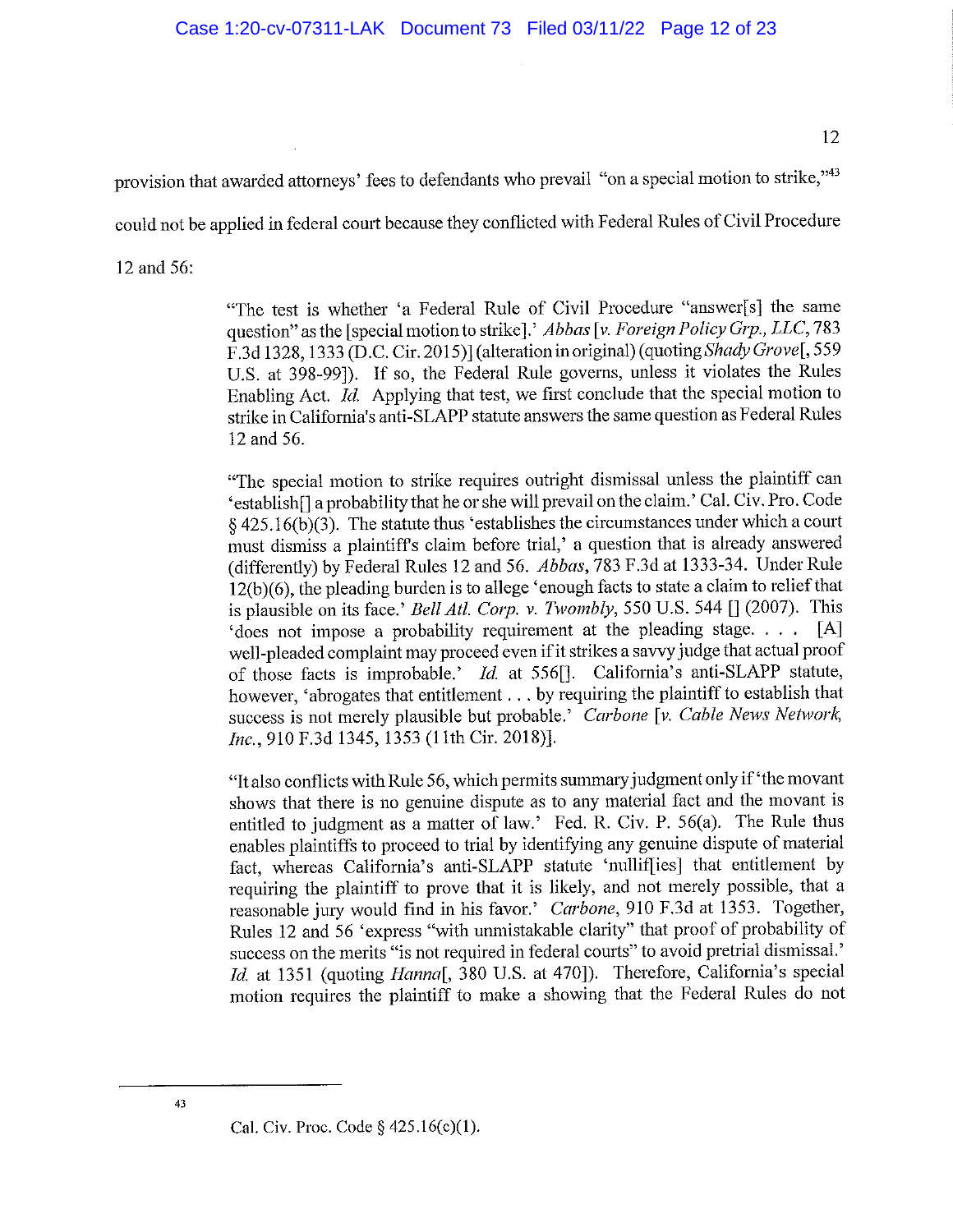provision that awarded attorneys' fees to defendants who prevail "on a special motion to strike,"[43] could not be applied in federal court because they conflicted with Federal Rules of Civil Procedure 12 and 56:

> "The test is whether 'a Federal Rule of Civil Procedure "answer[s] the same question" as the [special motion to strike].' *Abbas* [*v. Foreign Policy Grp., LLC*, 783 F.3d 1328, 1333 (D.C. Cir. 2015)] (alteration in original) (quoting *Shady Grove*[, 559 U.S. at 398-99]). If so, the Federal Rule governs, unless it violates the Rules Enabling Act. *Id.* Applying that test, we first conclude that the special motion to strike in California's anti-SLAPP statute answers the same question as Federal Rules 12 and 56.
>
> "The special motion to strike requires outright dismissal unless the plaintiff can 'establish[] a probability that he or she will prevail on the claim.' Cal. Civ. Pro. Code § 425.16(b)(3). The statute thus 'establishes the circumstances under which a court must dismiss a plaintiff's claim before trial,' a question that is already answered (differently) by Federal Rules 12 and 56. *Abbas*, 783 F.3d at 1333-34. Under Rule 12(b)(6), the pleading burden is to allege 'enough facts to state a claim to relief that is plausible on its face.' *Bell Atl. Corp. v. Twombly*, 550 U.S. 544 [] (2007). This 'does not impose a probability requirement at the pleading stage. . . . [A] well-pleaded complaint may proceed even if it strikes a savvy judge that actual proof of those facts is improbable.' *Id.* at 556[]. California's anti-SLAPP statute, however, 'abrogates that entitlement . . . by requiring the plaintiff to establish that success is not merely plausible but probable.' *Carbone* [*v. Cable News Network, Inc.*, 910 F.3d 1345, 1353 (11th Cir. 2018)].
>
> "It also conflicts with Rule 56, which permits summary judgment only if 'the movant shows that there is no genuine dispute as to any material fact and the movant is entitled to judgment as a matter of law.' Fed. R. Civ. P. 56(a). The Rule thus enables plaintiffs to proceed to trial by identifying any genuine dispute of material fact, whereas California's anti-SLAPP statute 'nullif[ies] that entitlement by requiring the plaintiff to prove that it is likely, and not merely possible, that a reasonable jury would find in his favor.' *Carbone*, 910 F.3d at 1353. Together, Rules 12 and 56 'express "with unmistakable clarity" that proof of probability of success on the merits "is not required in federal courts" to avoid pretrial dismissal.' *Id.* at 1351 (quoting *Hanna*[, 380 U.S. at 470]). Therefore, California's special motion requires the plaintiff to make a showing that the Federal Rules do not

---

[43] Cal. Civ. Proc. Code § 425.16(c)(1).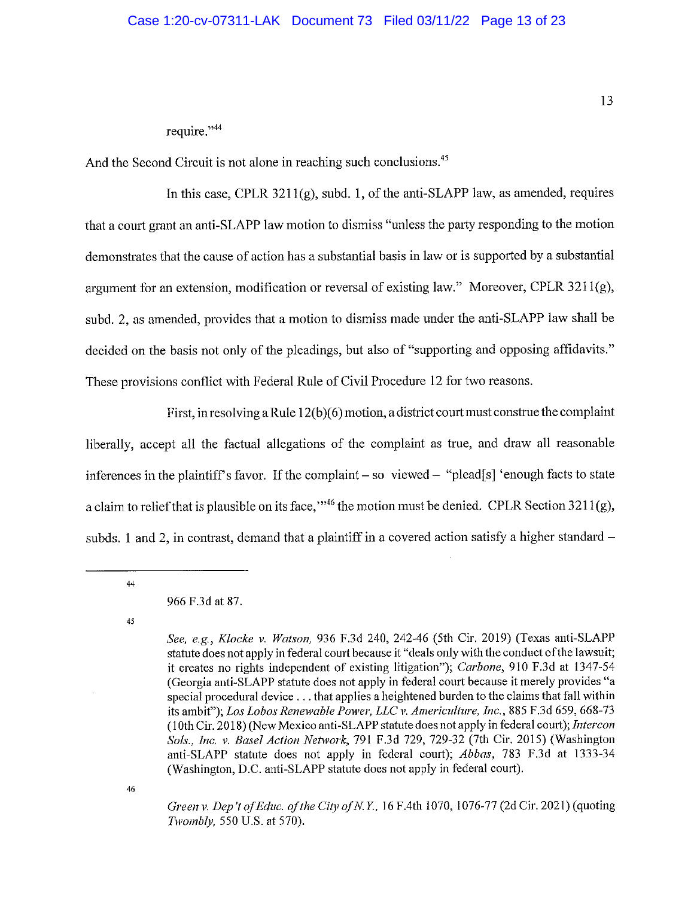require."[44]

And the Second Circuit is not alone in reaching such conclusions.[45]

In this case, CPLR 3211(g), subd. 1, of the anti-SLAPP law, as amended, requires that a court grant an anti-SLAPP law motion to dismiss "unless the party responding to the motion demonstrates that the cause of action has a substantial basis in law or is supported by a substantial argument for an extension, modification or reversal of existing law." Moreover, CPLR 3211(g), subd. 2, as amended, provides that a motion to dismiss made under the anti-SLAPP law shall be decided on the basis not only of the pleadings, but also of "supporting and opposing affidavits." These provisions conflict with Federal Rule of Civil Procedure 12 for two reasons.

First, in resolving a Rule 12(b)(6) motion, a district court must construe the complaint liberally, accept all the factual allegations of the complaint as true, and draw all reasonable inferences in the plaintiff's favor. If the complaint – so viewed – "plead[s] 'enough facts to state a claim to relief that is plausible on its face,'"[46] the motion must be denied. CPLR Section 3211(g), subds. 1 and 2, in contrast, demand that a plaintiff in a covered action satisfy a higher standard –

---

[44] 966 F.3d at 87.

[45] *See, e.g.*, *Klocke v. Watson*, 936 F.3d 240, 242-46 (5th Cir. 2019) (Texas anti-SLAPP statute does not apply in federal court because it "deals only with the conduct of the lawsuit; it creates no rights independent of existing litigation"); *Carbone*, 910 F.3d at 1347-54 (Georgia anti-SLAPP statute does not apply in federal court because it merely provides "a special procedural device . . . that applies a heightened burden to the claims that fall within its ambit"); *Los Lobos Renewable Power, LLC v. Americulture, Inc.*, 885 F.3d 659, 668-73 (10th Cir. 2018) (New Mexico anti-SLAPP statute does not apply in federal court); *Intercon Sols., Inc. v. Basel Action Network*, 791 F.3d 729, 729-32 (7th Cir. 2015) (Washington anti-SLAPP statute does not apply in federal court); *Abbas*, 783 F.3d at 1333-34 (Washington, D.C. anti-SLAPP statute does not apply in federal court).

[46] *Green v. Dep't of Educ. of the City of N.Y.*, 16 F.4th 1070, 1076-77 (2d Cir. 2021) (quoting *Twombly*, 550 U.S. at 570).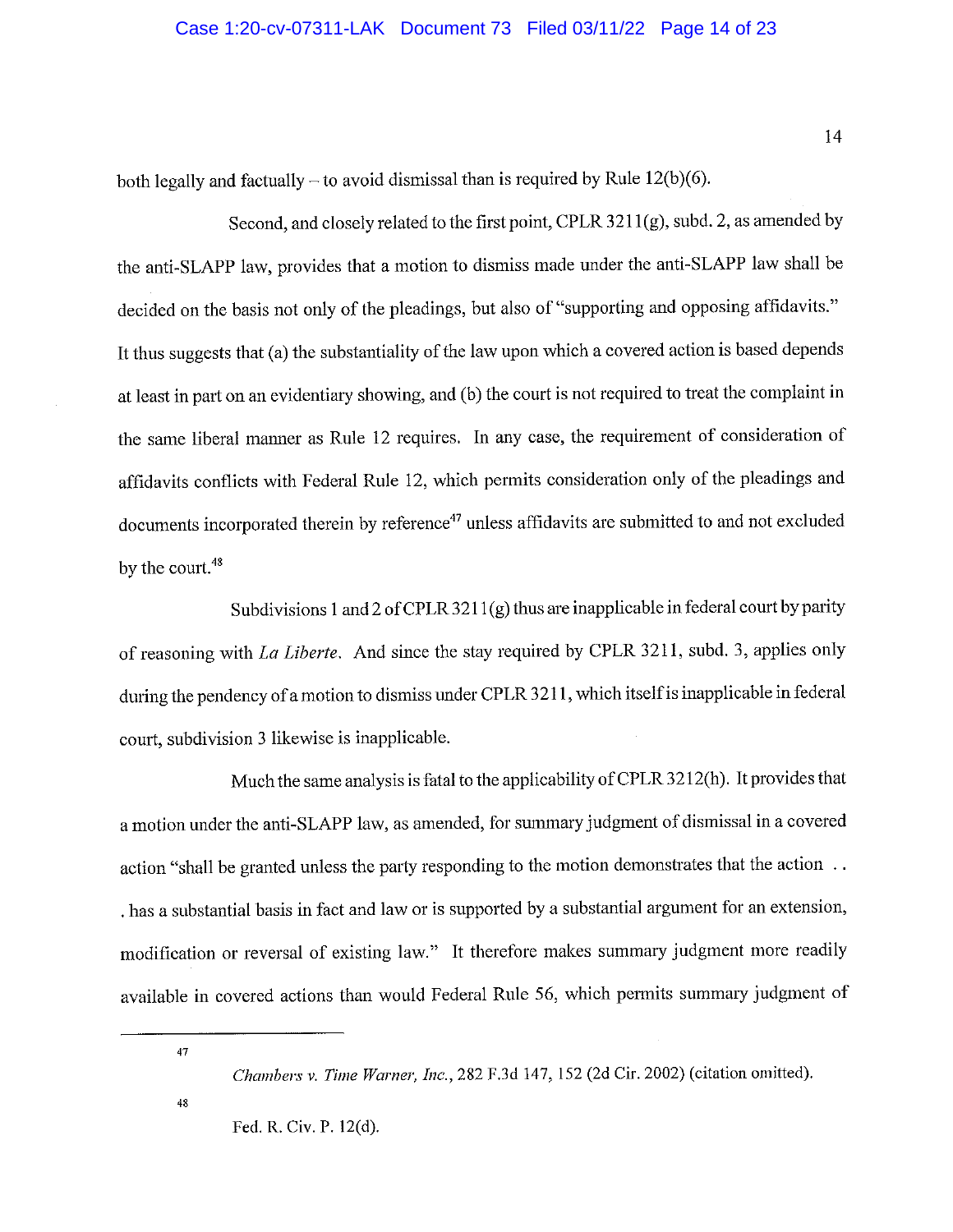both legally and factually – to avoid dismissal than is required by Rule 12(b)(6).

Second, and closely related to the first point, CPLR 3211(g), subd. 2, as amended by the anti-SLAPP law, provides that a motion to dismiss made under the anti-SLAPP law shall be decided on the basis not only of the pleadings, but also of "supporting and opposing affidavits." It thus suggests that (a) the substantiality of the law upon which a covered action is based depends at least in part on an evidentiary showing, and (b) the court is not required to treat the complaint in the same liberal manner as Rule 12 requires. In any case, the requirement of consideration of affidavits conflicts with Federal Rule 12, which permits consideration only of the pleadings and documents incorporated therein by reference[47] unless affidavits are submitted to and not excluded by the court.[48]

Subdivisions 1 and 2 of CPLR 3211(g) thus are inapplicable in federal court by parity of reasoning with *La Liberte*. And since the stay required by CPLR 3211, subd. 3, applies only during the pendency of a motion to dismiss under CPLR 3211, which itself is inapplicable in federal court, subdivision 3 likewise is inapplicable.

Much the same analysis is fatal to the applicability of CPLR 3212(h). It provides that a motion under the anti-SLAPP law, as amended, for summary judgment of dismissal in a covered action "shall be granted unless the party responding to the motion demonstrates that the action . . . has a substantial basis in fact and law or is supported by a substantial argument for an extension, modification or reversal of existing law." It therefore makes summary judgment more readily available in covered actions than would Federal Rule 56, which permits summary judgment of

---

[47] *Chambers v. Time Warner, Inc.*, 282 F.3d 147, 152 (2d Cir. 2002) (citation omitted).

[48] Fed. R. Civ. P. 12(d).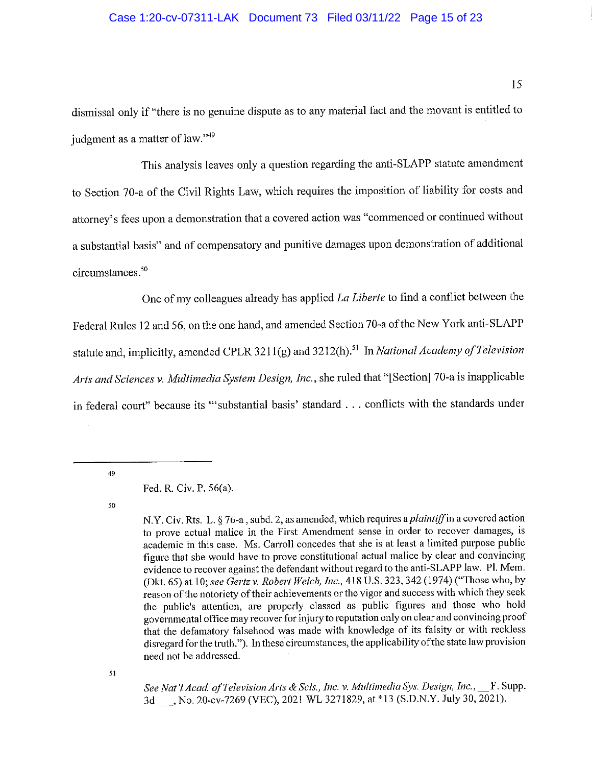dismissal only if "there is no genuine dispute as to any material fact and the movant is entitled to judgment as a matter of law."[49]

This analysis leaves only a question regarding the anti-SLAPP statute amendment to Section 70-a of the Civil Rights Law, which requires the imposition of liability for costs and attorney's fees upon a demonstration that a covered action was "commenced or continued without a substantial basis" and of compensatory and punitive damages upon demonstration of additional circumstances.[50]

One of my colleagues already has applied *La Liberte* to find a conflict between the Federal Rules 12 and 56, on the one hand, and amended Section 70-a of the New York anti-SLAPP statute and, implicitly, amended CPLR 3211(g) and 3212(h).[51] In *National Academy of Television Arts and Sciences v. Multimedia System Design, Inc.*, she ruled that "[Section] 70-a is inapplicable in federal court" because its "'substantial basis' standard . . . conflicts with the standards under

---

[49] Fed. R. Civ. P. 56(a).

[50] N.Y. Civ. Rts. L. § 76-a, subd. 2, as amended, which requires a *plaintiff* in a covered action to prove actual malice in the First Amendment sense in order to recover damages, is academic in this case. Ms. Carroll concedes that she is at least a limited purpose public figure that she would have to prove constitutional actual malice by clear and convincing evidence to recover against the defendant without regard to the anti-SLAPP law. Pl. Mem. (Dkt. 65) at 10; *see Gertz v. Robert Welch, Inc.*, 418 U.S. 323, 342 (1974) ("Those who, by reason of the notoriety of their achievements or the vigor and success with which they seek the public's attention, are properly classed as public figures and those who hold governmental office may recover for injury to reputation only on clear and convincing proof that the defamatory falsehood was made with knowledge of its falsity or with reckless disregard for the truth."). In these circumstances, the applicability of the state law provision need not be addressed.

[51] *See Nat'l Acad. of Television Arts & Scis., Inc. v. Multimedia Sys. Design, Inc.*, ___ F. Supp. 3d ___, No. 20-cv-7269 (VEC), 2021 WL 3271829, at *13 (S.D.N.Y. July 30, 2021).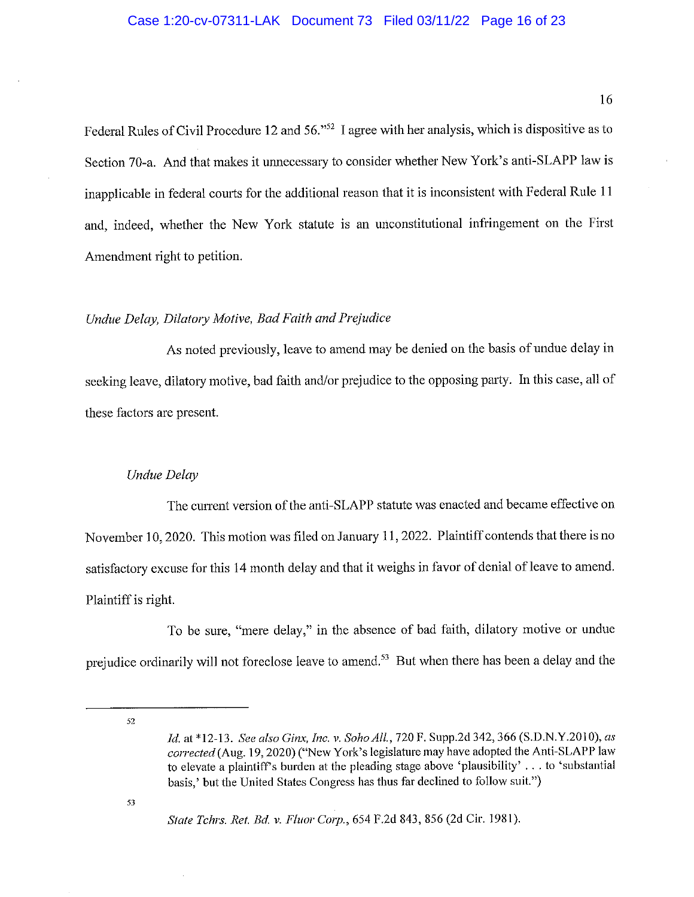Federal Rules of Civil Procedure 12 and 56."[52] I agree with her analysis, which is dispositive as to Section 70-a. And that makes it unnecessary to consider whether New York's anti-SLAPP law is inapplicable in federal courts for the additional reason that it is inconsistent with Federal Rule 11 and, indeed, whether the New York statute is an unconstitutional infringement on the First Amendment right to petition.

*Undue Delay, Dilatory Motive, Bad Faith and Prejudice*

As noted previously, leave to amend may be denied on the basis of undue delay in seeking leave, dilatory motive, bad faith and/or prejudice to the opposing party. In this case, all of these factors are present.

*Undue Delay*

The current version of the anti-SLAPP statute was enacted and became effective on November 10, 2020. This motion was filed on January 11, 2022. Plaintiff contends that there is no satisfactory excuse for this 14 month delay and that it weighs in favor of denial of leave to amend. Plaintiff is right.

To be sure, "mere delay," in the absence of bad faith, dilatory motive or undue prejudice ordinarily will not foreclose leave to amend.[53] But when there has been a delay and the

---

[52] *Id.* at *12-13. *See also Ginx, Inc. v. Soho All.*, 720 F. Supp.2d 342, 366 (S.D.N.Y.2010), *as corrected* (Aug. 19, 2020) ("New York's legislature may have adopted the Anti-SLAPP law to elevate a plaintiff's burden at the pleading stage above 'plausibility' . . . to 'substantial basis,' but the United States Congress has thus far declined to follow suit.")

[53] *State Tchrs. Ret. Bd. v. Fluor Corp.*, 654 F.2d 843, 856 (2d Cir. 1981).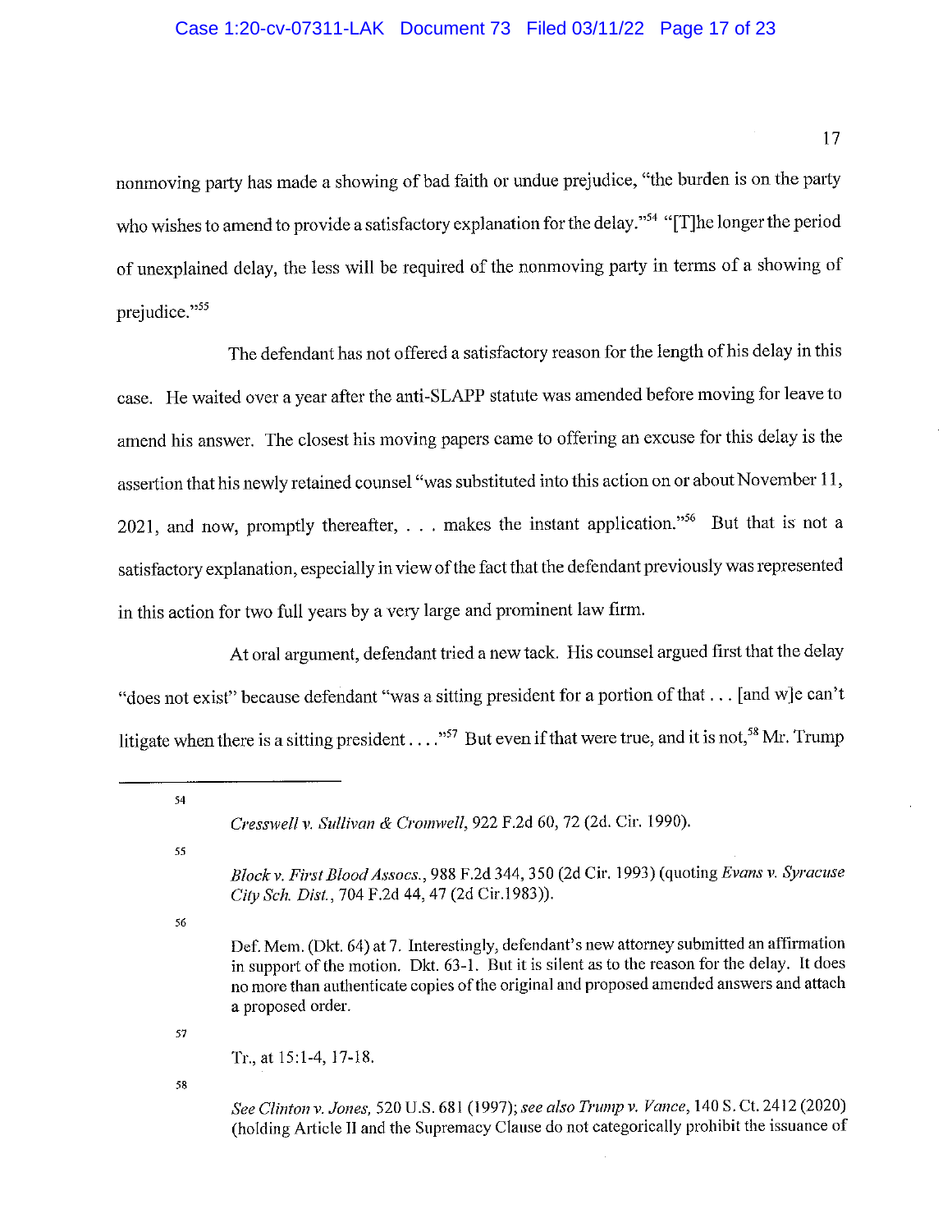nonmoving party has made a showing of bad faith or undue prejudice, "the burden is on the party who wishes to amend to provide a satisfactory explanation for the delay."[54] "[T]he longer the period of unexplained delay, the less will be required of the nonmoving party in terms of a showing of prejudice."[55]

The defendant has not offered a satisfactory reason for the length of his delay in this case. He waited over a year after the anti-SLAPP statute was amended before moving for leave to amend his answer. The closest his moving papers came to offering an excuse for this delay is the assertion that his newly retained counsel "was substituted into this action on or about November 11, 2021, and now, promptly thereafter, . . . makes the instant application."[56] But that is not a satisfactory explanation, especially in view of the fact that the defendant previously was represented in this action for two full years by a very large and prominent law firm.

At oral argument, defendant tried a new tack. His counsel argued first that the delay "does not exist" because defendant "was a sitting president for a portion of that . . . [and w]e can't litigate when there is a sitting president . . . ."[57] But even if that were true, and it is not,[58] Mr. Trump

---

[54] *Cresswell v. Sullivan & Cromwell*, 922 F.2d 60, 72 (2d. Cir. 1990).

[55] *Block v. First Blood Assocs.*, 988 F.2d 344, 350 (2d Cir. 1993) (quoting *Evans v. Syracuse City Sch. Dist.*, 704 F.2d 44, 47 (2d Cir.1983)).

[56] Def. Mem. (Dkt. 64) at 7. Interestingly, defendant's new attorney submitted an affirmation in support of the motion. Dkt. 63-1. But it is silent as to the reason for the delay. It does no more than authenticate copies of the original and proposed amended answers and attach a proposed order.

[57] Tr., at 15:1-4, 17-18.

[58] *See Clinton v. Jones*, 520 U.S. 681 (1997); *see also Trump v. Vance*, 140 S. Ct. 2412 (2020) (holding Article II and the Supremacy Clause do not categorically prohibit the issuance of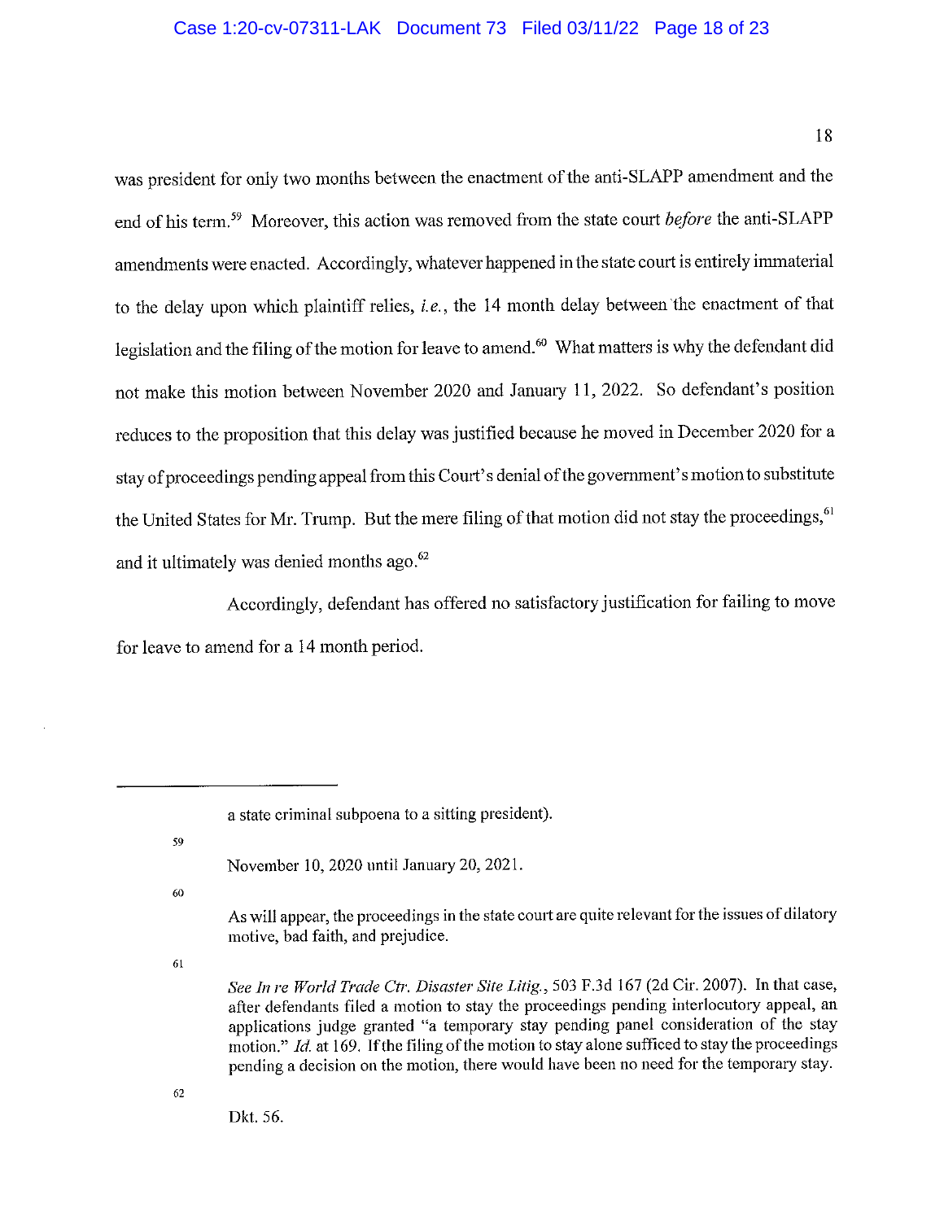was president for only two months between the enactment of the anti-SLAPP amendment and the end of his term.[59] Moreover, this action was removed from the state court *before* the anti-SLAPP amendments were enacted. Accordingly, whatever happened in the state court is entirely immaterial to the delay upon which plaintiff relies, *i.e.*, the 14 month delay between the enactment of that legislation and the filing of the motion for leave to amend.[60] What matters is why the defendant did not make this motion between November 2020 and January 11, 2022. So defendant's position reduces to the proposition that this delay was justified because he moved in December 2020 for a stay of proceedings pending appeal from this Court's denial of the government's motion to substitute the United States for Mr. Trump. But the mere filing of that motion did not stay the proceedings,[61] and it ultimately was denied months ago.[62]

Accordingly, defendant has offered no satisfactory justification for failing to move for leave to amend for a 14 month period.

---

a state criminal subpoena to a sitting president).

[59] November 10, 2020 until January 20, 2021.

[60] As will appear, the proceedings in the state court are quite relevant for the issues of dilatory motive, bad faith, and prejudice.

[61] *See In re World Trade Ctr. Disaster Site Litig.*, 503 F.3d 167 (2d Cir. 2007). In that case, after defendants filed a motion to stay the proceedings pending interlocutory appeal, an applications judge granted "a temporary stay pending panel consideration of the stay motion." *Id.* at 169. If the filing of the motion to stay alone sufficed to stay the proceedings pending a decision on the motion, there would have been no need for the temporary stay.

[62] Dkt. 56.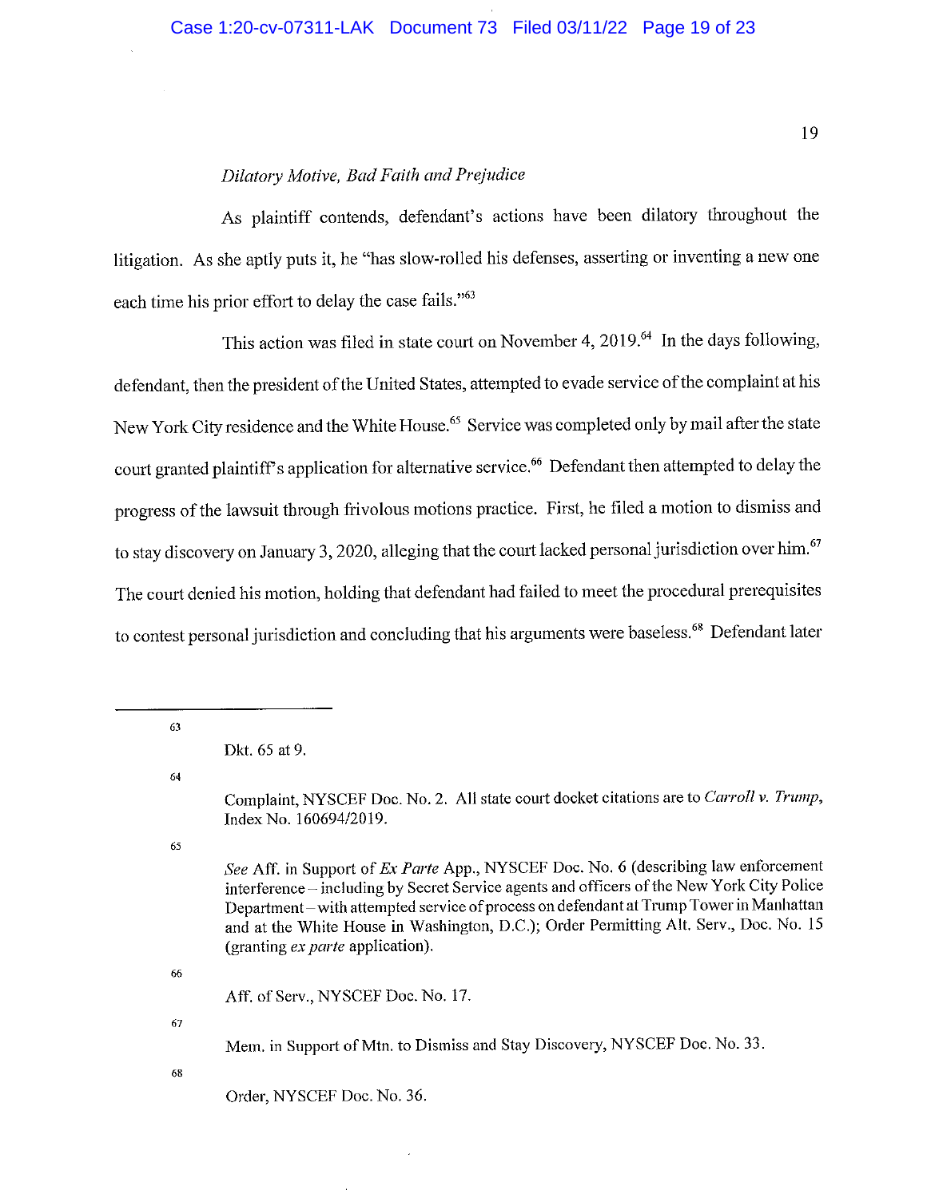*Dilatory Motive, Bad Faith and Prejudice*

As plaintiff contends, defendant's actions have been dilatory throughout the litigation. As she aptly puts it, he "has slow-rolled his defenses, asserting or inventing a new one each time his prior effort to delay the case fails."[63]

This action was filed in state court on November 4, 2019.[64] In the days following, defendant, then the president of the United States, attempted to evade service of the complaint at his New York City residence and the White House.[65] Service was completed only by mail after the state court granted plaintiff's application for alternative service.[66] Defendant then attempted to delay the progress of the lawsuit through frivolous motions practice. First, he filed a motion to dismiss and to stay discovery on January 3, 2020, alleging that the court lacked personal jurisdiction over him.[67] The court denied his motion, holding that defendant had failed to meet the procedural prerequisites to contest personal jurisdiction and concluding that his arguments were baseless.[68] Defendant later

---

[63] Dkt. 65 at 9.

[64] Complaint, NYSCEF Doc. No. 2. All state court docket citations are to *Carroll v. Trump*, Index No. 160694/2019.

[65] *See* Aff. in Support of *Ex Parte* App., NYSCEF Doc. No. 6 (describing law enforcement interference – including by Secret Service agents and officers of the New York City Police Department – with attempted service of process on defendant at Trump Tower in Manhattan and at the White House in Washington, D.C.); Order Permitting Alt. Serv., Doc. No. 15 (granting *ex parte* application).

[66] Aff. of Serv., NYSCEF Doc. No. 17.

[67] Mem. in Support of Mtn. to Dismiss and Stay Discovery, NYSCEF Doc. No. 33.

[68] Order, NYSCEF Doc. No. 36.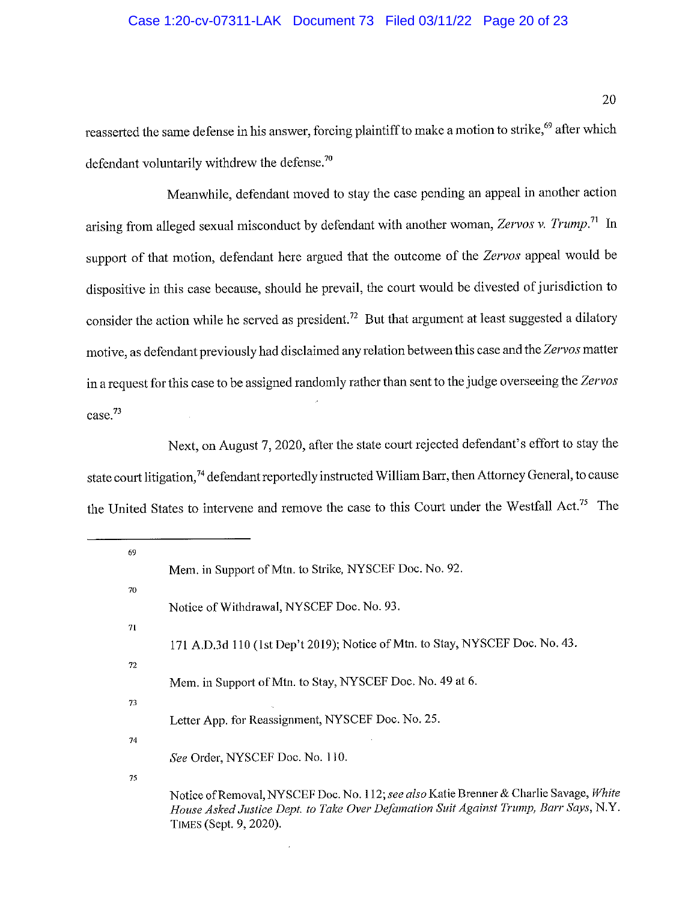reasserted the same defense in his answer, forcing plaintiff to make a motion to strike,[69] after which defendant voluntarily withdrew the defense.[70]

Meanwhile, defendant moved to stay the case pending an appeal in another action arising from alleged sexual misconduct by defendant with another woman, *Zervos v. Trump*.[71] In support of that motion, defendant here argued that the outcome of the *Zervos* appeal would be dispositive in this case because, should he prevail, the court would be divested of jurisdiction to consider the action while he served as president.[72] But that argument at least suggested a dilatory motive, as defendant previously had disclaimed any relation between this case and the *Zervos* matter in a request for this case to be assigned randomly rather than sent to the judge overseeing the *Zervos* case.[73]

Next, on August 7, 2020, after the state court rejected defendant's effort to stay the state court litigation,[74] defendant reportedly instructed William Barr, then Attorney General, to cause the United States to intervene and remove the case to this Court under the Westfall Act.[75] The

---

[69] Mem. in Support of Mtn. to Strike, NYSCEF Doc. No. 92.

[70] Notice of Withdrawal, NYSCEF Doc. No. 93.

[71] 171 A.D.3d 110 (1st Dep't 2019); Notice of Mtn. to Stay, NYSCEF Doc. No. 43.

[72] Mem. in Support of Mtn. to Stay, NYSCEF Doc. No. 49 at 6.

[73] Letter App. for Reassignment, NYSCEF Doc. No. 25.

[74] *See* Order, NYSCEF Doc. No. 110.

[75] Notice of Removal, NYSCEF Doc. No. 112; *see also* Katie Brenner & Charlie Savage, *White House Asked Justice Dept. to Take Over Defamation Suit Against Trump, Barr Says*, N.Y. TIMES (Sept. 9, 2020).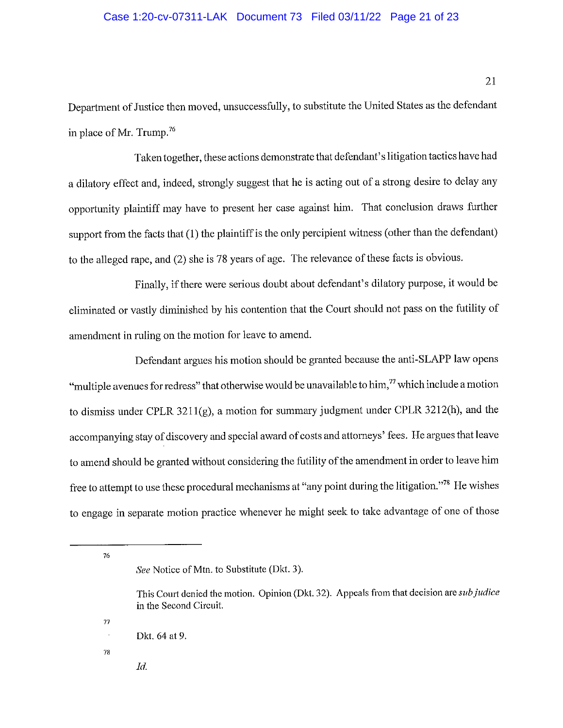Department of Justice then moved, unsuccessfully, to substitute the United States as the defendant in place of Mr. Trump.[76]

Taken together, these actions demonstrate that defendant's litigation tactics have had a dilatory effect and, indeed, strongly suggest that he is acting out of a strong desire to delay any opportunity plaintiff may have to present her case against him. That conclusion draws further support from the facts that (1) the plaintiff is the only percipient witness (other than the defendant) to the alleged rape, and (2) she is 78 years of age. The relevance of these facts is obvious.

Finally, if there were serious doubt about defendant's dilatory purpose, it would be eliminated or vastly diminished by his contention that the Court should not pass on the futility of amendment in ruling on the motion for leave to amend.

Defendant argues his motion should be granted because the anti-SLAPP law opens "multiple avenues for redress" that otherwise would be unavailable to him,[77] which include a motion to dismiss under CPLR 3211(g), a motion for summary judgment under CPLR 3212(h), and the accompanying stay of discovery and special award of costs and attorneys' fees. He argues that leave to amend should be granted without considering the futility of the amendment in order to leave him free to attempt to use these procedural mechanisms at "any point during the litigation."[78] He wishes to engage in separate motion practice whenever he might seek to take advantage of one of those

---

[76] *See* Notice of Mtn. to Substitute (Dkt. 3).

This Court denied the motion. Opinion (Dkt. 32). Appeals from that decision are *sub judice* in the Second Circuit.

[77] Dkt. 64 at 9.

[78] *Id.*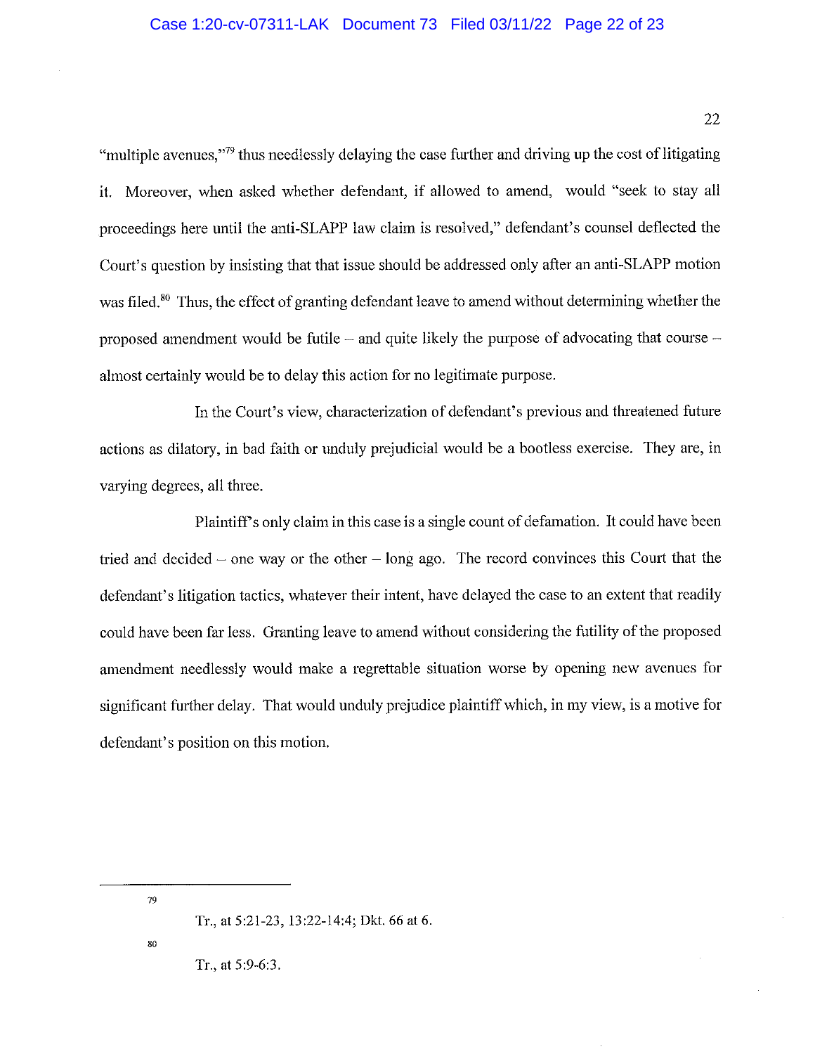"multiple avenues,"[79] thus needlessly delaying the case further and driving up the cost of litigating it. Moreover, when asked whether defendant, if allowed to amend, would "seek to stay all proceedings here until the anti-SLAPP law claim is resolved," defendant's counsel deflected the Court's question by insisting that that issue should be addressed only after an anti-SLAPP motion was filed.[80] Thus, the effect of granting defendant leave to amend without determining whether the proposed amendment would be futile – and quite likely the purpose of advocating that course – almost certainly would be to delay this action for no legitimate purpose.

In the Court's view, characterization of defendant's previous and threatened future actions as dilatory, in bad faith or unduly prejudicial would be a bootless exercise. They are, in varying degrees, all three.

Plaintiff's only claim in this case is a single count of defamation. It could have been tried and decided – one way or the other – long ago. The record convinces this Court that the defendant's litigation tactics, whatever their intent, have delayed the case to an extent that readily could have been far less. Granting leave to amend without considering the futility of the proposed amendment needlessly would make a regrettable situation worse by opening new avenues for significant further delay. That would unduly prejudice plaintiff which, in my view, is a motive for defendant's position on this motion.

---

[79] Tr., at 5:21-23, 13:22-14:4; Dkt. 66 at 6.

[80] Tr., at 5:9-6:3.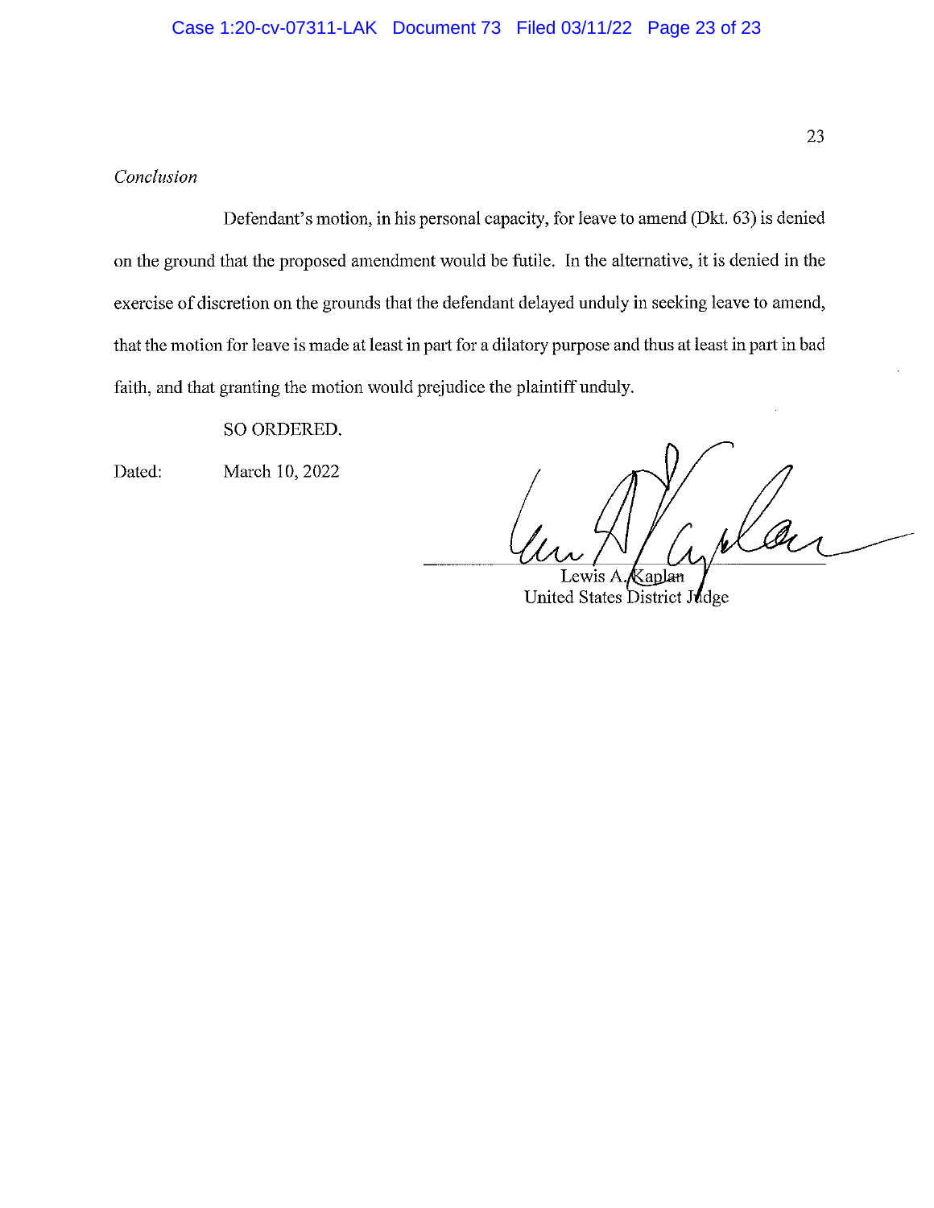*Conclusion*

Defendant's motion, in his personal capacity, for leave to amend (Dkt. 63) is denied on the ground that the proposed amendment would be futile. In the alternative, it is denied in the exercise of discretion on the grounds that the defendant delayed unduly in seeking leave to amend, that the motion for leave is made at least in part for a dilatory purpose and thus at least in part in bad faith, and that granting the motion would prejudice the plaintiff unduly.

SO ORDERED.

Dated: March 10, 2022

Lewis A. Kaplan
United States District Judge